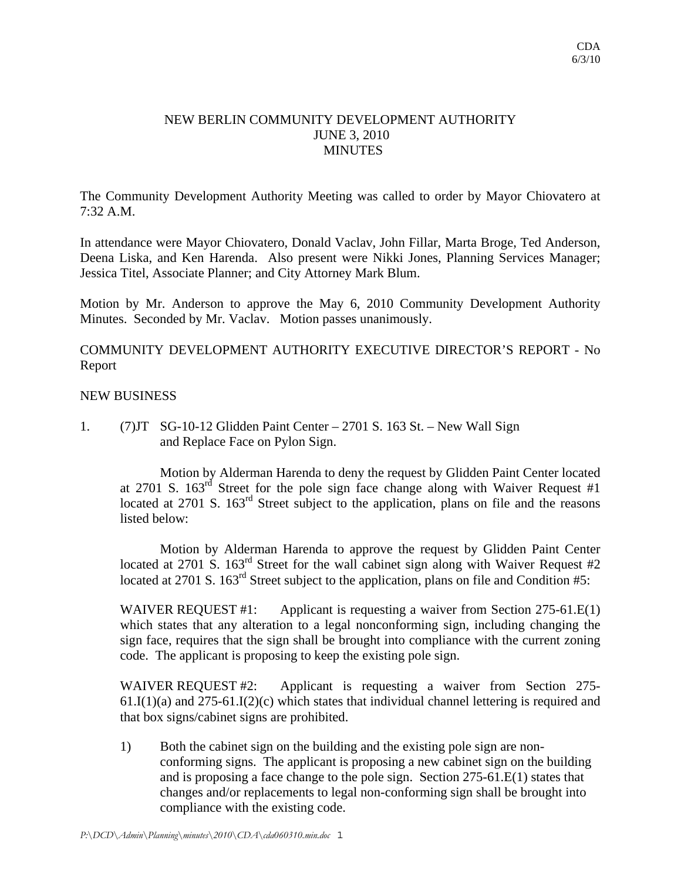CDA
6/3/10

# NEW BERLIN COMMUNITY DEVELOPMENT AUTHORITY
## JUNE 3, 2010
## MINUTES

The Community Development Authority Meeting was called to order by Mayor Chiovatero at 7:32 A.M.

In attendance were Mayor Chiovatero, Donald Vaclav, John Fillar, Marta Broge, Ted Anderson, Deena Liska, and Ken Harenda. Also present were Nikki Jones, Planning Services Manager; Jessica Titel, Associate Planner; and City Attorney Mark Blum.

Motion by Mr. Anderson to approve the May 6, 2010 Community Development Authority Minutes. Seconded by Mr. Vaclav. Motion passes unanimously.

COMMUNITY DEVELOPMENT AUTHORITY EXECUTIVE DIRECTOR'S REPORT - No Report

NEW BUSINESS

1. (7)JT SG-10-12 Glidden Paint Center – 2701 S. 163 St. – New Wall Sign and Replace Face on Pylon Sign.

   Motion by Alderman Harenda to deny the request by Glidden Paint Center located at 2701 S. 163rd Street for the pole sign face change along with Waiver Request #1 located at 2701 S. 163rd Street subject to the application, plans on file and the reasons listed below:

   Motion by Alderman Harenda to approve the request by Glidden Paint Center located at 2701 S. 163rd Street for the wall cabinet sign along with Waiver Request #2 located at 2701 S. 163rd Street subject to the application, plans on file and Condition #5:

   WAIVER REQUEST #1: Applicant is requesting a waiver from Section 275-61.E(1) which states that any alteration to a legal nonconforming sign, including changing the sign face, requires that the sign shall be brought into compliance with the current zoning code. The applicant is proposing to keep the existing pole sign.

   WAIVER REQUEST #2: Applicant is requesting a waiver from Section 275-61.I(1)(a) and 275-61.I(2)(c) which states that individual channel lettering is required and that box signs/cabinet signs are prohibited.

   1) Both the cabinet sign on the building and the existing pole sign are non-conforming signs. The applicant is proposing a new cabinet sign on the building and is proposing a face change to the pole sign. Section 275-61.E(1) states that changes and/or replacements to legal non-conforming sign shall be brought into compliance with the existing code.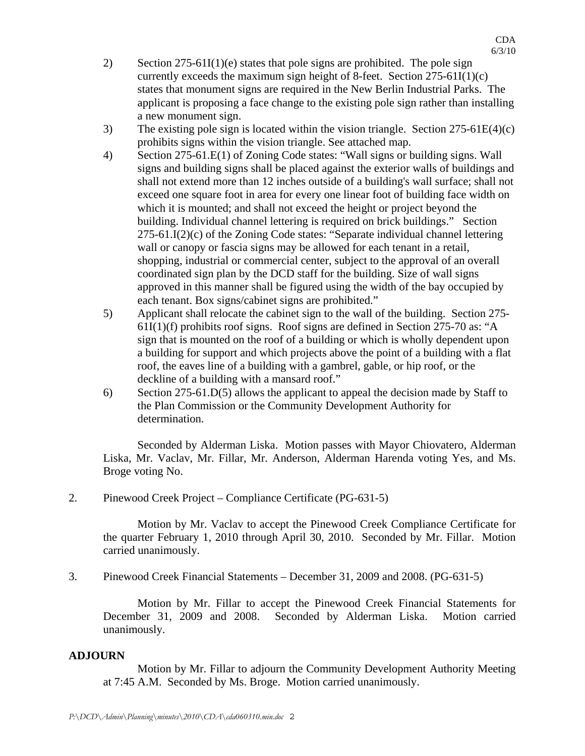2) Section 275-61I(1)(e) states that pole signs are prohibited. The pole sign currently exceeds the maximum sign height of 8-feet. Section 275-61I(1)(c) states that monument signs are required in the New Berlin Industrial Parks. The applicant is proposing a face change to the existing pole sign rather than installing a new monument sign.

3) The existing pole sign is located within the vision triangle. Section 275-61E(4)(c) prohibits signs within the vision triangle. See attached map.

4) Section 275-61.E(1) of Zoning Code states: "Wall signs or building signs. Wall signs and building signs shall be placed against the exterior walls of buildings and shall not extend more than 12 inches outside of a building's wall surface; shall not exceed one square foot in area for every one linear foot of building face width on which it is mounted; and shall not exceed the height or project beyond the building. Individual channel lettering is required on brick buildings." Section 275-61.I(2)(c) of the Zoning Code states: "Separate individual channel lettering wall or canopy or fascia signs may be allowed for each tenant in a retail, shopping, industrial or commercial center, subject to the approval of an overall coordinated sign plan by the DCD staff for the building. Size of wall signs approved in this manner shall be figured using the width of the bay occupied by each tenant. Box signs/cabinet signs are prohibited."

5) Applicant shall relocate the cabinet sign to the wall of the building. Section 275-61I(1)(f) prohibits roof signs. Roof signs are defined in Section 275-70 as: "A sign that is mounted on the roof of a building or which is wholly dependent upon a building for support and which projects above the point of a building with a flat roof, the eaves line of a building with a gambrel, gable, or hip roof, or the deckline of a building with a mansard roof."

6) Section 275-61.D(5) allows the applicant to appeal the decision made by Staff to the Plan Commission or the Community Development Authority for determination.

Seconded by Alderman Liska. Motion passes with Mayor Chiovatero, Alderman Liska, Mr. Vaclav, Mr. Fillar, Mr. Anderson, Alderman Harenda voting Yes, and Ms. Broge voting No.

2. Pinewood Creek Project – Compliance Certificate (PG-631-5)

Motion by Mr. Vaclav to accept the Pinewood Creek Compliance Certificate for the quarter February 1, 2010 through April 30, 2010. Seconded by Mr. Fillar. Motion carried unanimously.

3. Pinewood Creek Financial Statements – December 31, 2009 and 2008. (PG-631-5)

Motion by Mr. Fillar to accept the Pinewood Creek Financial Statements for December 31, 2009 and 2008. Seconded by Alderman Liska. Motion carried unanimously.

## ADJOURN

Motion by Mr. Fillar to adjourn the Community Development Authority Meeting at 7:45 A.M. Seconded by Ms. Broge. Motion carried unanimously.